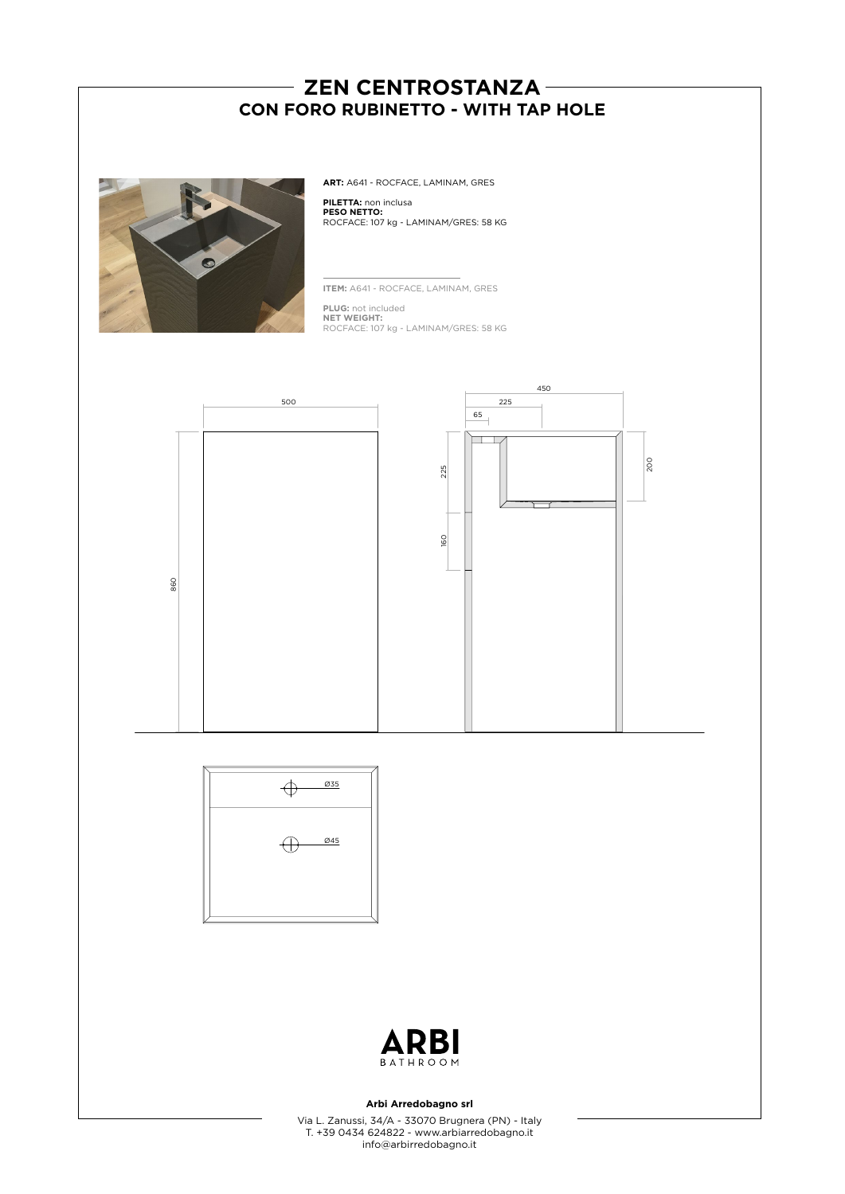# ZEN CENTROSTANZA

## CON FORO RUBINETTO - WITH TAP HOLE

**ART:** A641 - ROCFACE, LAMINAM, GRES

**PILETTA:** non inclusa
**PESO NETTO:**
ROCFACE: 107 kg - LAMINAM/GRES: 58 KG

---

**ITEM:** A641 - ROCFACE, LAMINAM, GRES

**PLUG:** not included
**NET WEIGHT:**
ROCFACE: 107 kg - LAMINAM/GRES: 58 KG

500

860

450

225

65

225

160

200

Ø35

Ø45

**Arbi Arredobagno srl**

Via L. Zanussi, 34/A - 33070 Brugnera (PN) - Italy
T. +39 0434 624822 - www.arbiarredobagno.it
info@arbirredobagno.it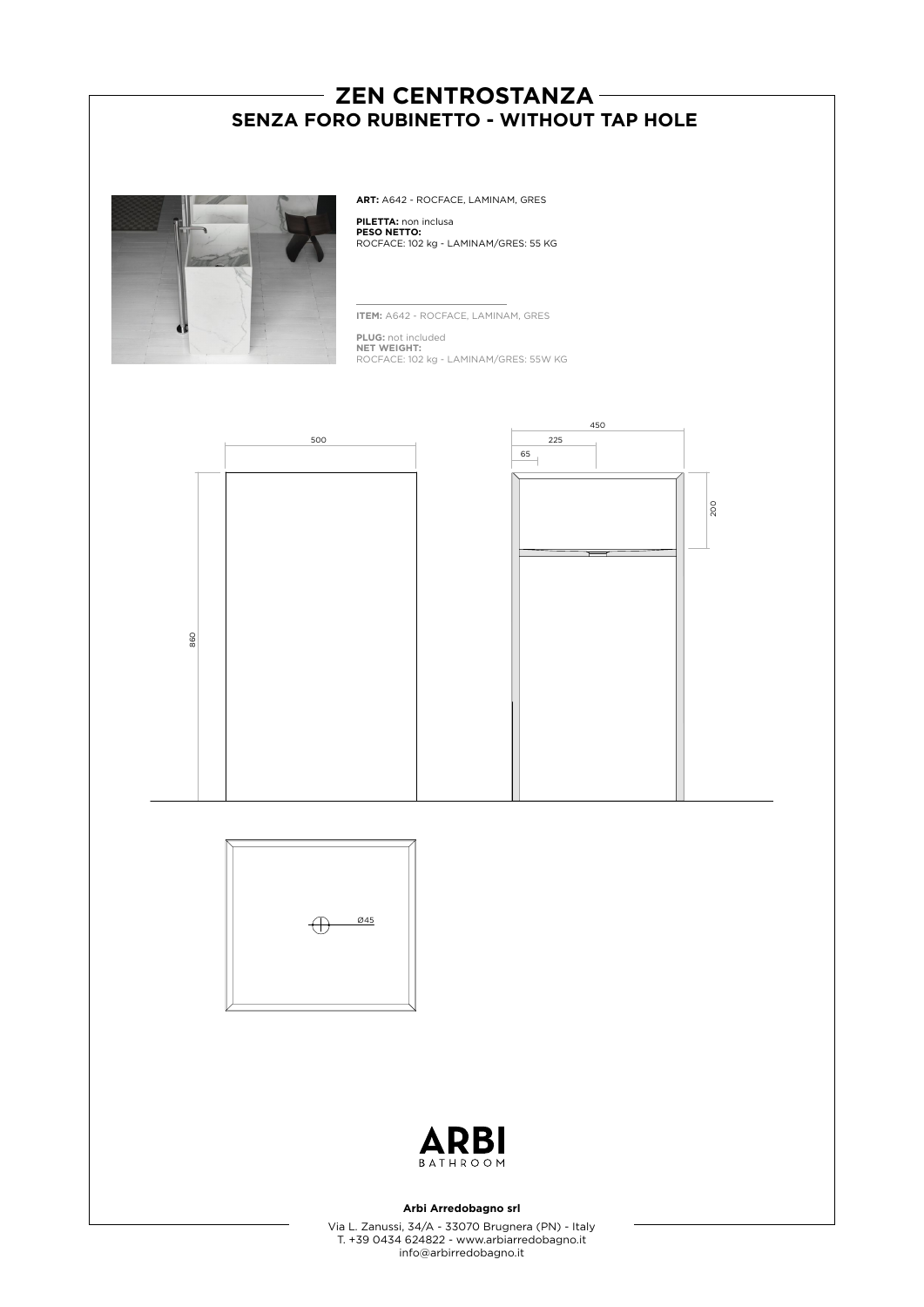# ZEN CENTROSTANZA

## SENZA FORO RUBINETTO - WITHOUT TAP HOLE

**ART:** A642 - ROCFACE, LAMINAM, GRES

**PILETTA:** non inclusa
**PESO NETTO:**
ROCFACE: 102 kg - LAMINAM/GRES: 55 KG

---

**ITEM:** A642 - ROCFACE, LAMINAM, GRES

**PLUG:** not included
**NET WEIGHT:**
ROCFACE: 102 kg - LAMINAM/GRES: 55W KG

500

860

450

225

65

200

Ø45

**Arbi Arredobagno srl**

Via L. Zanussi, 34/A - 33070 Brugnera (PN) - Italy
T. +39 0434 624822 - www.arbiarredobagno.it
info@arbirredobagno.it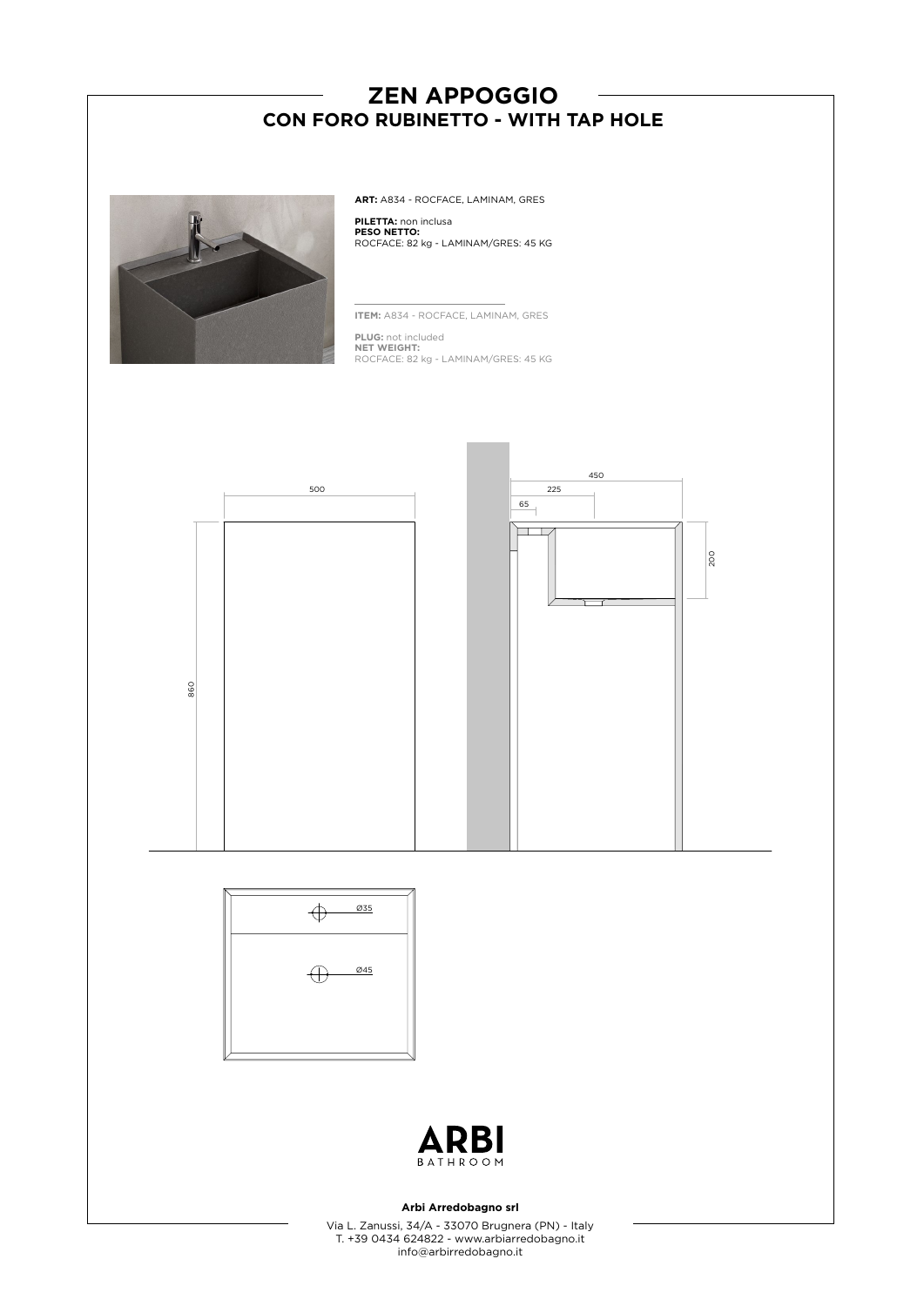# ZEN APPOGGIO

## CON FORO RUBINETTO - WITH TAP HOLE

**ART:** A834 - ROCFACE, LAMINAM, GRES

**PILETTA:** non inclusa
**PESO NETTO:**
ROCFACE: 82 kg - LAMINAM/GRES: 45 KG

---

**ITEM:** A834 - ROCFACE, LAMINAM, GRES

**PLUG:** not included
**NET WEIGHT:**
ROCFACE: 82 kg - LAMINAM/GRES: 45 KG

500

860

450

225

65

200

Ø35

Ø45

**ARBI**
BATHROOM

**Arbi Arredobagno srl**

Via L. Zanussi, 34/A - 33070 Brugnera (PN) - Italy
T. +39 0434 624822 - www.arbiarredobagno.it
info@arbirredobagno.it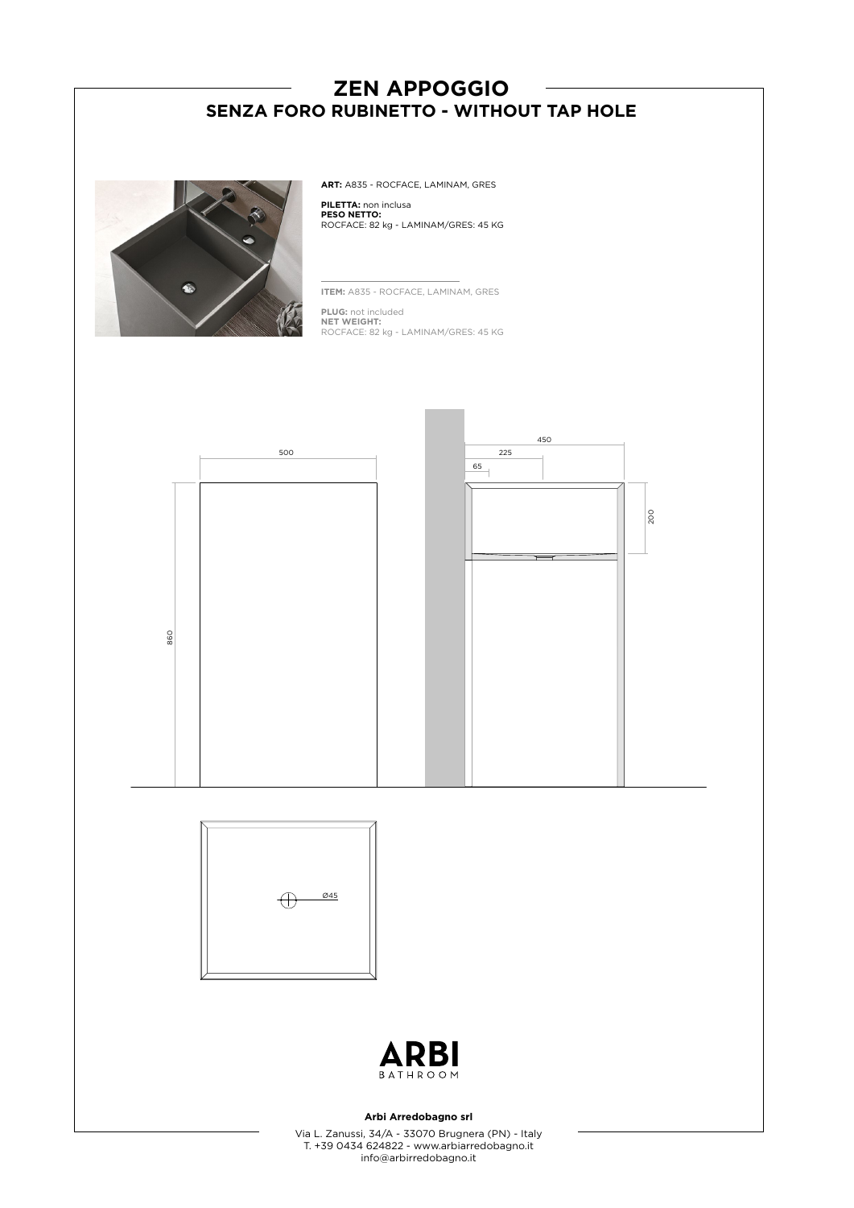# ZEN APPOGGIO

## SENZA FORO RUBINETTO - WITHOUT TAP HOLE

**ART:** A835 - ROCFACE, LAMINAM, GRES

**PILETTA:** non inclusa
**PESO NETTO:**
ROCFACE: 82 kg - LAMINAM/GRES: 45 KG

**ITEM:** A835 - ROCFACE, LAMINAM, GRES

**PLUG:** not included
**NET WEIGHT:**
ROCFACE: 82 kg - LAMINAM/GRES: 45 KG

500

860

450

225

65

200

Ø45

ARBI
BATHROOM

**Arbi Arredobagno srl**

Via L. Zanussi, 34/A - 33070 Brugnera (PN) - Italy
T. +39 0434 624822 - www.arbiarredobagno.it
info@arbirredobagno.it